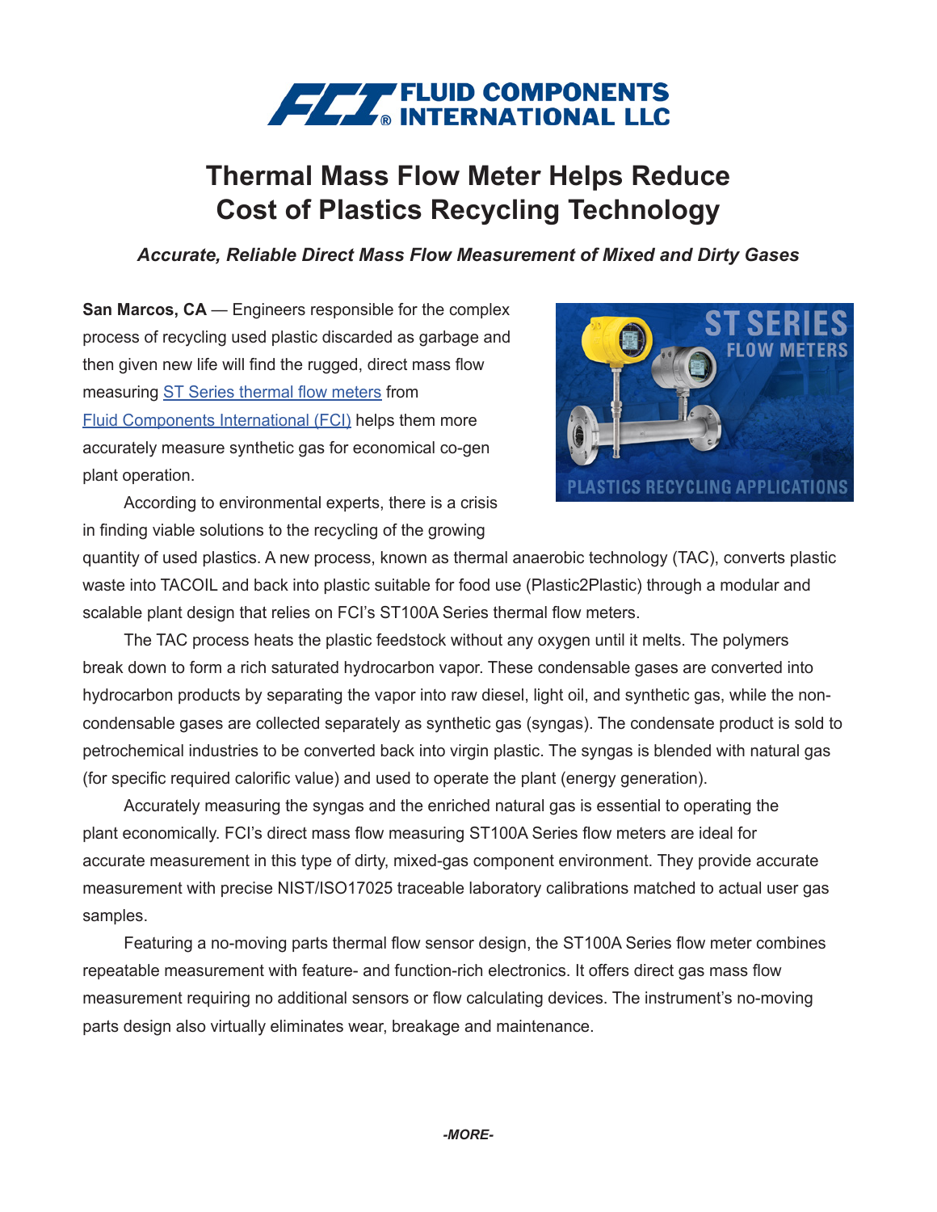FLUID COMPONENTS INTERNATIONAL LLC

# Thermal Mass Flow Meter Helps Reduce Cost of Plastics Recycling Technology

### *Accurate, Reliable Direct Mass Flow Measurement of Mixed and Dirty Gases*

**San Marcos, CA** — Engineers responsible for the complex process of recycling used plastic discarded as garbage and then given new life will find the rugged, direct mass flow measuring ST Series thermal flow meters from Fluid Components International (FCI) helps them more accurately measure synthetic gas for economical co-gen plant operation.

According to environmental experts, there is a crisis in finding viable solutions to the recycling of the growing quantity of used plastics. A new process, known as thermal anaerobic technology (TAC), converts plastic waste into TACOIL and back into plastic suitable for food use (Plastic2Plastic) through a modular and scalable plant design that relies on FCI's ST100A Series thermal flow meters.

The TAC process heats the plastic feedstock without any oxygen until it melts. The polymers break down to form a rich saturated hydrocarbon vapor. These condensable gases are converted into hydrocarbon products by separating the vapor into raw diesel, light oil, and synthetic gas, while the non-condensable gases are collected separately as synthetic gas (syngas). The condensate product is sold to petrochemical industries to be converted back into virgin plastic. The syngas is blended with natural gas (for specific required calorific value) and used to operate the plant (energy generation).

Accurately measuring the syngas and the enriched natural gas is essential to operating the plant economically. FCI's direct mass flow measuring ST100A Series flow meters are ideal for accurate measurement in this type of dirty, mixed-gas component environment. They provide accurate measurement with precise NIST/ISO17025 traceable laboratory calibrations matched to actual user gas samples.

Featuring a no-moving parts thermal flow sensor design, the ST100A Series flow meter combines repeatable measurement with feature- and function-rich electronics. It offers direct gas mass flow measurement requiring no additional sensors or flow calculating devices. The instrument's no-moving parts design also virtually eliminates wear, breakage and maintenance.

*-MORE-*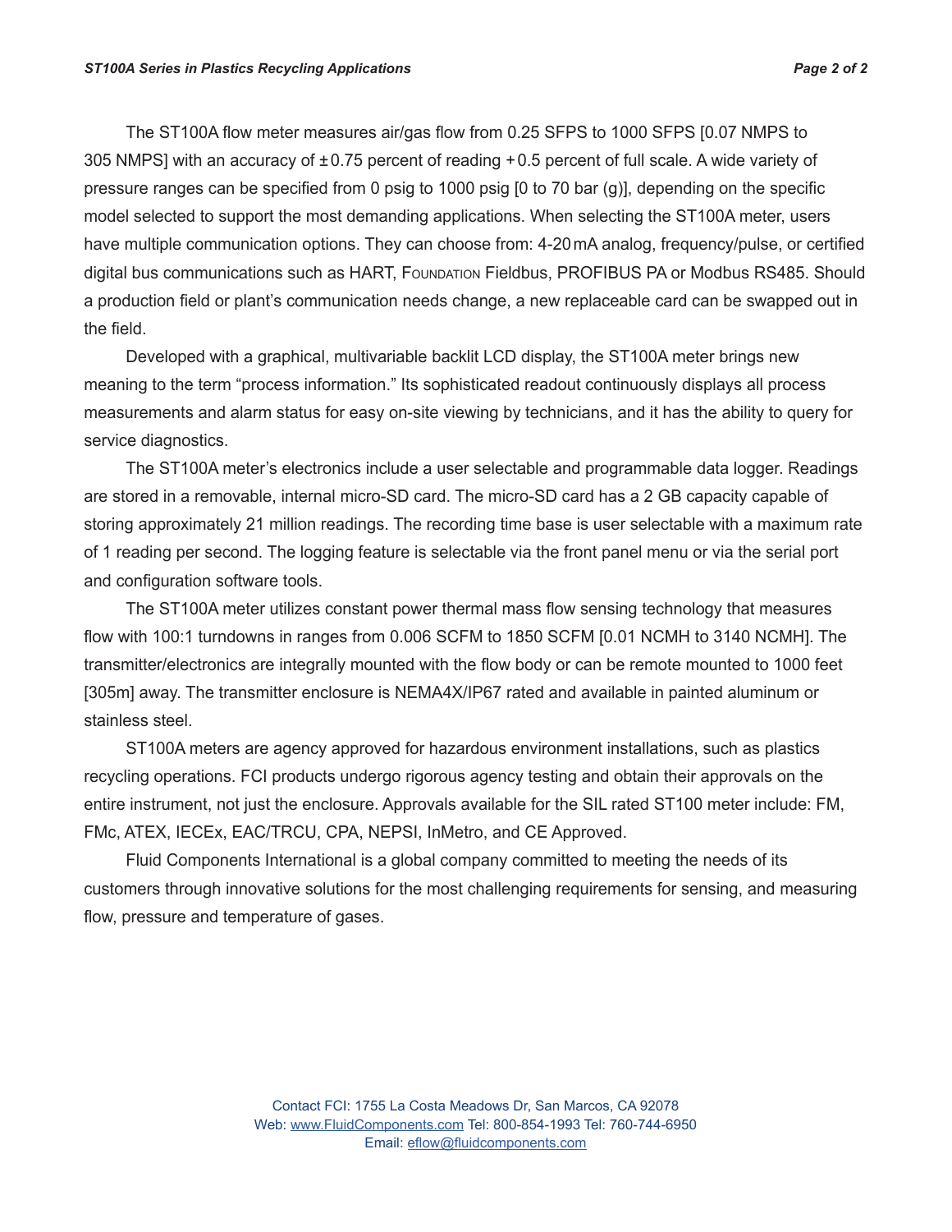The ST100A flow meter measures air/gas flow from 0.25 SFPS to 1000 SFPS [0.07 NMPS to 305 NMPS] with an accuracy of ±0.75 percent of reading +0.5 percent of full scale. A wide variety of pressure ranges can be specified from 0 psig to 1000 psig [0 to 70 bar (g)], depending on the specific model selected to support the most demanding applications. When selecting the ST100A meter, users have multiple communication options. They can choose from: 4-20 mA analog, frequency/pulse, or certified digital bus communications such as HART, Foundation Fieldbus, PROFIBUS PA or Modbus RS485. Should a production field or plant's communication needs change, a new replaceable card can be swapped out in the field.

Developed with a graphical, multivariable backlit LCD display, the ST100A meter brings new meaning to the term "process information." Its sophisticated readout continuously displays all process measurements and alarm status for easy on-site viewing by technicians, and it has the ability to query for service diagnostics.

The ST100A meter's electronics include a user selectable and programmable data logger. Readings are stored in a removable, internal micro-SD card. The micro-SD card has a 2 GB capacity capable of storing approximately 21 million readings. The recording time base is user selectable with a maximum rate of 1 reading per second. The logging feature is selectable via the front panel menu or via the serial port and configuration software tools.

The ST100A meter utilizes constant power thermal mass flow sensing technology that measures flow with 100:1 turndowns in ranges from 0.006 SCFM to 1850 SCFM [0.01 NCMH to 3140 NCMH]. The transmitter/electronics are integrally mounted with the flow body or can be remote mounted to 1000 feet [305m] away. The transmitter enclosure is NEMA4X/IP67 rated and available in painted aluminum or stainless steel.

ST100A meters are agency approved for hazardous environment installations, such as plastics recycling operations. FCI products undergo rigorous agency testing and obtain their approvals on the entire instrument, not just the enclosure. Approvals available for the SIL rated ST100 meter include: FM, FMc, ATEX, IECEx, EAC/TRCU, CPA, NEPSI, InMetro, and CE Approved.

Fluid Components International is a global company committed to meeting the needs of its customers through innovative solutions for the most challenging requirements for sensing, and measuring flow, pressure and temperature of gases.

Contact FCI: 1755 La Costa Meadows Dr, San Marcos, CA 92078
Web: www.FluidComponents.com Tel: 800-854-1993 Tel: 760-744-6950
Email: eflow@fluidcomponents.com